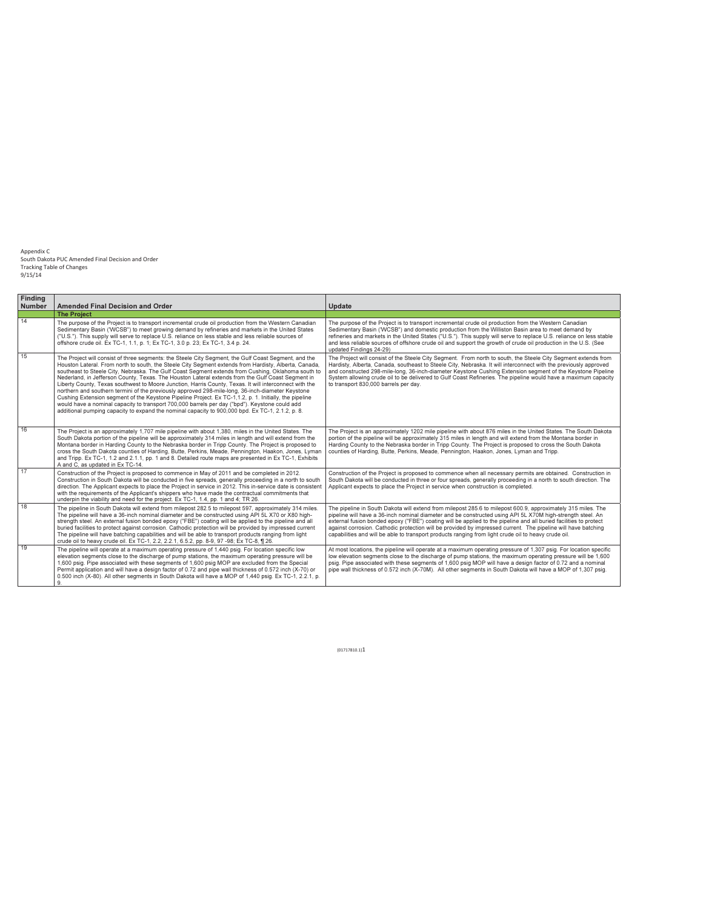Appendix C
South Dakota PUC Amended Final Decision and Order
Tracking Table of Changes
9/15/14

| Finding Number | Amended Final Decision and Order | Update |
|---|---|---|
| | **The Project** | |
| 14 | The purpose of the Project is to transport incremental crude oil production from the Western Canadian Sedimentary Basin ("WCSB") to meet growing demand by refineries and markets in the United States ("U.S."). This supply will serve to replace U.S. reliance on less stable and less reliable sources of offshore crude oil. Ex TC-1, 1.1, p. 1; Ex TC-1, 3.0 p. 23; Ex TC-1, 3.4 p. 24. | The purpose of the Project is to transport incremental crude oil production from the Western Canadian Sedimentary Basin ("WCSB") and domestic production from the Williston Basin area to meet demand by refineries and markets in the United States ("U.S."). This supply will serve to replace U.S. reliance on less stable and less reliable sources of offshore crude oil and support the growth of crude oil production in the U.S. (See updated Findings 24-29) |
| 15 | The Project will consist of three segments: the Steele City Segment, the Gulf Coast Segment, and the Houston Lateral. From north to south, the Steele City Segment extends from Hardisty, Alberta, Canada, southeast to Steele City, Nebraska. The Gulf Coast Segment extends from Cushing, Oklahoma south to Nederland, in Jefferson County, Texas. The Houston Lateral extends from the Gulf Coast Segment in Liberty County, Texas southwest to Moore Junction, Harris County, Texas. It will interconnect with the northern and southern termini of the previously approved 298-mile-long, 36-inch-diameter Keystone Cushing Extension segment of the Keystone Pipeline Project. Ex TC-1,1.2, p. 1. Initially, the pipeline would have a nominal capacity to transport 700,000 barrels per day ("bpd"). Keystone could add additional pumping capacity to expand the nominal capacity to 900,000 bpd. Ex TC-1, 2.1.2, p. 8. | The Project will consist of the Steele City Segment. From north to south, the Steele City Segment extends from Hardisty, Alberta, Canada, southeast to Steele City, Nebraska. It will interconnect with the previously approved and constructed 298-mile-long, 36-inch-diameter Keystone Cushing Extension segment of the Keystone Pipeline System allowing crude oil to be delivered to Gulf Coast Refineries. The pipeline would have a maximum capacity to transport 830,000 barrels per day. |
| 16 | The Project is an approximately 1,707 mile pipeline with about 1,380, miles in the United States. The South Dakota portion of the pipeline will be approximately 314 miles in length and will extend from the Montana border in Harding County to the Nebraska border in Tripp County. The Project is proposed to cross the South Dakota counties of Harding, Butte, Perkins, Meade, Pennington, Haakon, Jones, Lyman and Tripp. Ex TC-1, 1.2 and 2.1.1, pp. 1 and 8. Detailed route maps are presented in Ex TC-1, Exhibits A and C, as updated in Ex TC-14. | The Project is an approximately 1202 mile pipeline with about 876 miles in the United States. The South Dakota portion of the pipeline will be approximately 315 miles in length and will extend from the Montana border in Harding County to the Nebraska border in Tripp County. The Project is proposed to cross the South Dakota counties of Harding, Butte, Perkins, Meade, Pennington, Haakon, Jones, Lyman and Tripp. |
| 17 | Construction of the Project is proposed to commence in May of 2011 and be completed in 2012. Construction in South Dakota will be conducted in five spreads, generally proceeding in a north to south direction. The Applicant expects to place the Project in service in 2012. This in-service date is consistent with the requirements of the Applicant's shippers who have made the contractual commitments that underpin the viability and need for the project. Ex TC-1, 1.4, pp. 1 and 4; TR 26. | Construction of the Project is proposed to commence when all necessary permits are obtained. Construction in South Dakota will be conducted in three or four spreads, generally proceeding in a north to south direction. The Applicant expects to place the Project in service when construction is completed. |
| 18 | The pipeline in South Dakota will extend from milepost 282.5 to milepost 597, approximately 314 miles. The pipeline will have a 36-inch nominal diameter and be constructed using API 5L X70 or X80 high-strength steel. An external fusion bonded epoxy ("FBE") coating will be applied to the pipeline and all buried facilities to protect against corrosion. Cathodic protection will be provided by impressed current The pipeline will have batching capabilities and will be able to transport products ranging from light crude oil to heavy crude oil. Ex TC-1, 2.2, 2.2.1, 6.5.2, pp. 8-9, 97 -98; Ex TC-8, ¶ 26. | The pipeline in South Dakota will extend from milepost 285.6 to milepost 600.9, approximately 315 miles. The pipeline will have a 36-inch nominal diameter and be constructed using API 5L X70M high-strength steel. An external fusion bonded epoxy ("FBE") coating will be applied to the pipeline and all buried facilities to protect against corrosion. Cathodic protection will be provided by impressed current. The pipeline will have batching capabilities and will be able to transport products ranging from light crude oil to heavy crude oil. |
| 19 | The pipeline will operate at a maximum operating pressure of 1,440 psig. For location specific low elevation segments close to the discharge of pump stations, the maximum operating pressure will be 1,600 psig. Pipe associated with these segments of 1,600 psig MOP are excluded from the Special Permit application and will have a design factor of 0.72 and pipe wall thickness of 0.572 inch (X-70) or 0.500 inch (X-80). All other segments in South Dakota will have a MOP of 1,440 psig. Ex TC-1, 2.2.1, p. 9. | At most locations, the pipeline will operate at a maximum operating pressure of 1,307 psig. For location specific low elevation segments close to the discharge of pump stations, the maximum operating pressure will be 1,600 psig. Pipe associated with these segments of 1,600 psig MOP will have a design factor of 0.72 and a nominal pipe wall thickness of 0.572 inch (X-70M). All other segments in South Dakota will have a MOP of 1,307 psig. |

{01717810.1}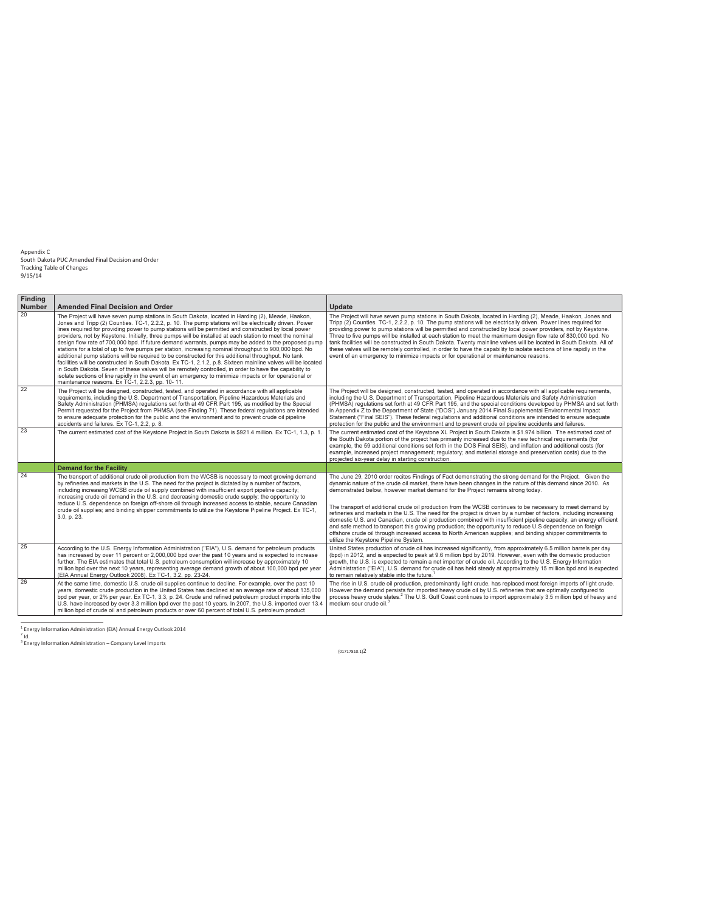Appendix C
South Dakota PUC Amended Final Decision and Order
Tracking Table of Changes
9/15/14

| Finding Number | Amended Final Decision and Order | Update |
|---|---|---|
| 20 | The Project will have seven pump stations in South Dakota, located in Harding (2), Meade, Haakon, Jones and Tripp (2) Counties. TC-1, 2.2.2, p. 10. The pump stations will be electrically driven. Power lines required for providing power to pump stations will be permitted and constructed by local power providers, not by Keystone. Initially, three pumps will be installed at each station to meet the nominal design flow rate of 700,000 bpd. If future demand warrants, pumps may be added to the proposed pump stations for a total of up to five pumps per station, increasing nominal throughput to 900,000 bpd. No additional pump stations will be required to be constructed for this additional throughput. No tank facilities will be constructed in South Dakota. Ex TC-1, 2.1.2, p.8. Sixteen mainline valves will be located in South Dakota. Seven of these valves will be remotely controlled, in order to have the capability to isolate sections of line rapidly in the event of an emergency to minimize impacts or for operational or maintenance reasons. Ex TC-1, 2.2.3, pp. 10- 11. | The Project will have seven pump stations in South Dakota, located in Harding (2), Meade, Haakon, Jones and Tripp (2) Counties. TC-1, 2.2.2, p. 10. The pump stations will be electrically driven. Power lines required for providing power to pump stations will be permitted and constructed by local power providers, not by Keystone. Three to five pumps will be installed at each station to meet the maximum design flow rate of 830,000 bpd. No tank facilities will be constructed in South Dakota. Twenty mainline valves will be located in South Dakota. All of these valves will be remotely controlled, in order to have the capability to isolate sections of line rapidly in the event of an emergency to minimize impacts or for operational or maintenance reasons. |
| 22 | The Project will be designed, constructed, tested, and operated in accordance with all applicable requirements, including the U.S. Department of Transportation, Pipeline Hazardous Materials and Safety Administration (PHMSA) regulations set forth at 49 CFR Part 195, as modified by the Special Permit requested for the Project from PHMSA (see Finding 71). These federal regulations are intended to ensure adequate protection for the public and the environment and to prevent crude oil pipeline accidents and failures. Ex TC-1, 2.2, p. 8. | The Project will be designed, constructed, tested, and operated in accordance with all applicable requirements, including the U.S. Department of Transportation, Pipeline Hazardous Materials and Safety Administration (PHMSA) regulations set forth at 49 CFR Part 195, and the special conditions developed by PHMSA and set forth in Appendix Z to the Department of State ("DOS") January 2014 Final Supplemental Environmental Impact Statement ("Final SEIS"). These federal regulations and additional conditions are intended to ensure adequate protection for the public and the environment and to prevent crude oil pipeline accidents and failures. |
| 23 | The current estimated cost of the Keystone Project in South Dakota is $921.4 million. Ex TC-1, 1.3, p. 1. | The current estimated cost of the Keystone XL Project in South Dakota is $1.974 billion. The estimated cost of the South Dakota portion of the project has primarily increased due to the new technical requirements (for example, the 59 additional conditions set forth in the DOS Final SEIS), and inflation and additional costs (for example, increased project management; regulatory; and material storage and preservation costs) due to the projected six-year delay in starting construction. |
| | **Demand for the Facility** | |
| 24 | The transport of additional crude oil production from the WCSB is necessary to meet growing demand by refineries and markets in the U.S. The need for the project is dictated by a number of factors, including increasing WCSB crude oil supply combined with insufficient export pipeline capacity; increasing crude oil demand in the U.S. and decreasing domestic crude supply; the opportunity to reduce U.S. dependence on foreign off-shore oil through increased access to stable, secure Canadian crude oil supplies; and binding shipper commitments to utilize the Keystone Pipeline Project. Ex TC-1, 3.0, p. 23. | The June 29, 2010 order recites Findings of Fact demonstrating the strong demand for the Project. Given the dynamic nature of the crude oil market, there have been changes in the nature of this demand since 2010. As demonstrated below, however market demand for the Project remains strong today.<br><br>The transport of additional crude oil production from the WCSB continues to be necessary to meet demand by refineries and markets in the U.S. The need for the project is driven by a number of factors, including increasing domestic U.S. and Canadian, crude oil production combined with insufficient pipeline capacity; an energy efficient and safe method to transport this growing production; the opportunity to reduce U.S dependence on foreign offshore crude oil through increased access to North American supplies; and binding shipper commitments to utilize the Keystone Pipeline System. |
| 25 | According to the U.S. Energy Information Administration ("EIA"), U.S. demand for petroleum products has increased by over 11 percent or 2,000,000 bpd over the past 10 years and is expected to increase further. The EIA estimates that total U.S. petroleum consumption will increase by approximately 10 million bpd over the next 10 years, representing average demand growth of about 100,000 bpd per year (EIA Annual Energy Outlook 2008). Ex TC-1, 3.2, pp. 23-24. | United States production of crude oil has increased significantly, from approximately 6.5 million barrels per day (bpd) in 2012, and is expected to peak at 9.6 million bpd by 2019. However, even with the domestic production growth, the U.S. is expected to remain a net importer of crude oil. According to the U.S. Energy Information Administration ("EIA"), U.S. demand for crude oil has held steady at approximately 15 million bpd and is expected to remain relatively stable into the future.[1] |
| 26 | At the same time, domestic U.S. crude oil supplies continue to decline. For example, over the past 10 years, domestic crude production in the United States has declined at an average rate of about 135,000 bpd per year, or 2% per year. Ex TC-1, 3.3, p. 24. Crude and refined petroleum product imports into the U.S. have increased by over 3.3 million bpd over the past 10 years. In 2007, the U.S. imported over 13.4 million bpd of crude oil and petroleum products or over 60 percent of total U.S. petroleum product | The rise in U.S. crude oil production, predominantly light crude, has replaced most foreign imports of light crude. However the demand persists for imported heavy crude oil by U.S. refineries that are optimally configured to process heavy crude slates.[2] The U.S. Gulf Coast continues to import approximately 3.5 million bpd of heavy and medium sour crude oil.[3] |

[1] Energy Information Administration (EIA) Annual Energy Outlook 2014
[2] Id.
[3] Energy Information Administration – Company Level Imports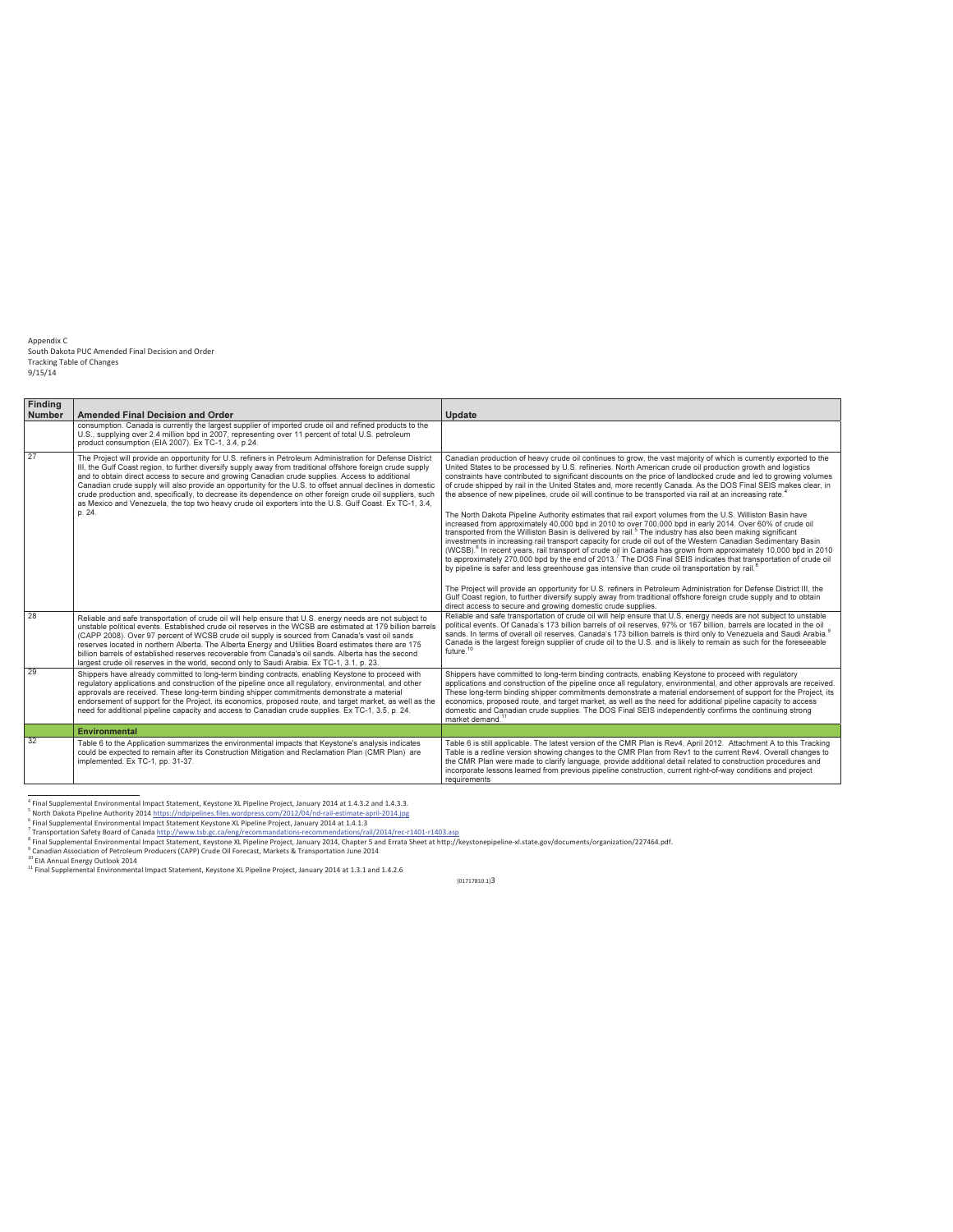Appendix C
South Dakota PUC Amended Final Decision and Order
Tracking Table of Changes
9/15/14

| Finding Number | Amended Final Decision and Order | Update |
|---|---|---|
| | consumption. Canada is currently the largest supplier of imported crude oil and refined products to the U.S., supplying over 2.4 million bpd in 2007, representing over 11 percent of total U.S. petroleum product consumption (EIA 2007). Ex TC-1, 3.4, p.24. | |
| 27 | The Project will provide an opportunity for U.S. refiners in Petroleum Administration for Defense District III, the Gulf Coast region, to further diversify supply away from traditional offshore foreign crude supply and to obtain direct access to secure and growing Canadian crude supplies. Access to additional Canadian crude supply will also provide an opportunity for the U.S. to offset annual declines in domestic crude production and, specifically, to decrease its dependence on other foreign crude oil suppliers, such as Mexico and Venezuela, the top two heavy crude oil exporters into the U.S. Gulf Coast. Ex TC-1, 3.4, p. 24. | Canadian production of heavy crude oil continues to grow, the vast majority of which is currently exported to the United States to be processed by U.S. refineries. North American crude oil production growth and logistics constraints have contributed to significant discounts on the price of landlocked crude and led to growing volumes of crude shipped by rail in the United States and, more recently Canada. As the DOS Final SEIS makes clear, in the absence of new pipelines, crude oil will continue to be transported via rail at an increasing rate.[4]<br><br>The North Dakota Pipeline Authority estimates that rail export volumes from the U.S. Williston Basin have increased from approximately 40,000 bpd in 2010 to over 700,000 bpd in early 2014. Over 60% of crude oil transported from the Williston Basin is delivered by rail.[5] The industry has also been making significant investments in increasing rail transport capacity for crude oil out of the Western Canadian Sedimentary Basin (WCSB).[6] In recent years, rail transport of crude oil in Canada has grown from approximately 10,000 bpd in 2010 to approximately 270,000 bpd by the end of 2013.[7] The DOS Final SEIS indicates that transportation of crude oil by pipeline is safer and less greenhouse gas intensive than crude oil transportation by rail.[8]<br><br>The Project will provide an opportunity for U.S. refiners in Petroleum Administration for Defense District III, the Gulf Coast region, to further diversify supply away from traditional offshore foreign crude supply and to obtain direct access to secure and growing domestic crude supplies. |
| 28 | Reliable and safe transportation of crude oil will help ensure that U.S. energy needs are not subject to unstable political events. Established crude oil reserves in the WCSB are estimated at 179 billion barrels (CAPP 2008). Over 97 percent of WCSB crude oil supply is sourced from Canada's vast oil sands reserves located in northern Alberta. The Alberta Energy and Utilities Board estimates there are 175 billion barrels of established reserves recoverable from Canada's oil sands. Alberta has the second largest crude oil reserves in the world, second only to Saudi Arabia. Ex TC-1, 3.1, p. 23. | Reliable and safe transportation of crude oil will help ensure that U.S. energy needs are not subject to unstable political events. Of Canada's 173 billion barrels of oil reserves, 97% or 167 billion, barrels are located in the oil sands. In terms of overall oil reserves, Canada's 173 billion barrels is third only to Venezuela and Saudi Arabia.[9] Canada is the largest foreign supplier of crude oil to the U.S. and is likely to remain as such for the foreseeable future.[10] |
| 29 | Shippers have already committed to long-term binding contracts, enabling Keystone to proceed with regulatory applications and construction of the pipeline once all regulatory, environmental, and other approvals are received. These long-term binding shipper commitments demonstrate a material endorsement of support for the Project, its economics, proposed route, and target market, as well as the need for additional pipeline capacity and access to Canadian crude supplies. Ex TC-1, 3.5, p. 24. | Shippers have committed to long-term binding contracts, enabling Keystone to proceed with regulatory applications and construction of the pipeline once all regulatory, environmental, and other approvals are received. These long-term binding shipper commitments demonstrate a material endorsement of support for the Project, its economics, proposed route, and target market, as well as the need for additional pipeline capacity to access domestic and Canadian crude supplies. The DOS Final SEIS independently confirms the continuing strong market demand.[11] |
| | **Environmental** | |
| 32 | Table 6 to the Application summarizes the environmental impacts that Keystone's analysis indicates could be expected to remain after its Construction Mitigation and Reclamation Plan (CMR Plan) are implemented. Ex TC-1, pp. 31-37. | Table 6 is still applicable. The latest version of the CMR Plan is Rev4, April 2012. Attachment A to this Tracking Table is a redline version showing changes to the CMR Plan from Rev1 to the current Rev4. Overall changes to the CMR Plan were made to clarify language, provide additional detail related to construction procedures and incorporate lessons learned from previous pipeline construction, current right-of-way conditions and project requirements |

[4] Final Supplemental Environmental Impact Statement, Keystone XL Pipeline Project, January 2014 at 1.4.3.2 and 1.4.3.3.
[5] North Dakota Pipeline Authority 2014 https://ndpipelines.files.wordpress.com/2012/04/nd-rail-estimate-april-2014.jpg
[6] Final Supplemental Environmental Impact Statement Keystone XL Pipeline Project, January 2014 at 1.4.1.3
[7] Transportation Safety Board of Canada http://www.tsb.gc.ca/eng/recommandations-recommendations/rail/2014/rec-r1401-r1403.asp
[8] Final Supplemental Environmental Impact Statement, Keystone XL Pipeline Project, January 2014, Chapter 5 and Errata Sheet at http://keystonepipeline-xl.state.gov/documents/organization/227464.pdf.
[9] Canadian Association of Petroleum Producers (CAPP) Crude Oil Forecast, Markets & Transportation June 2014
[10] EIA Annual Energy Outlook 2014
[11] Final Supplemental Environmental Impact Statement, Keystone XL Pipeline Project, January 2014 at 1.3.1 and 1.4.2.6

{01717810.1}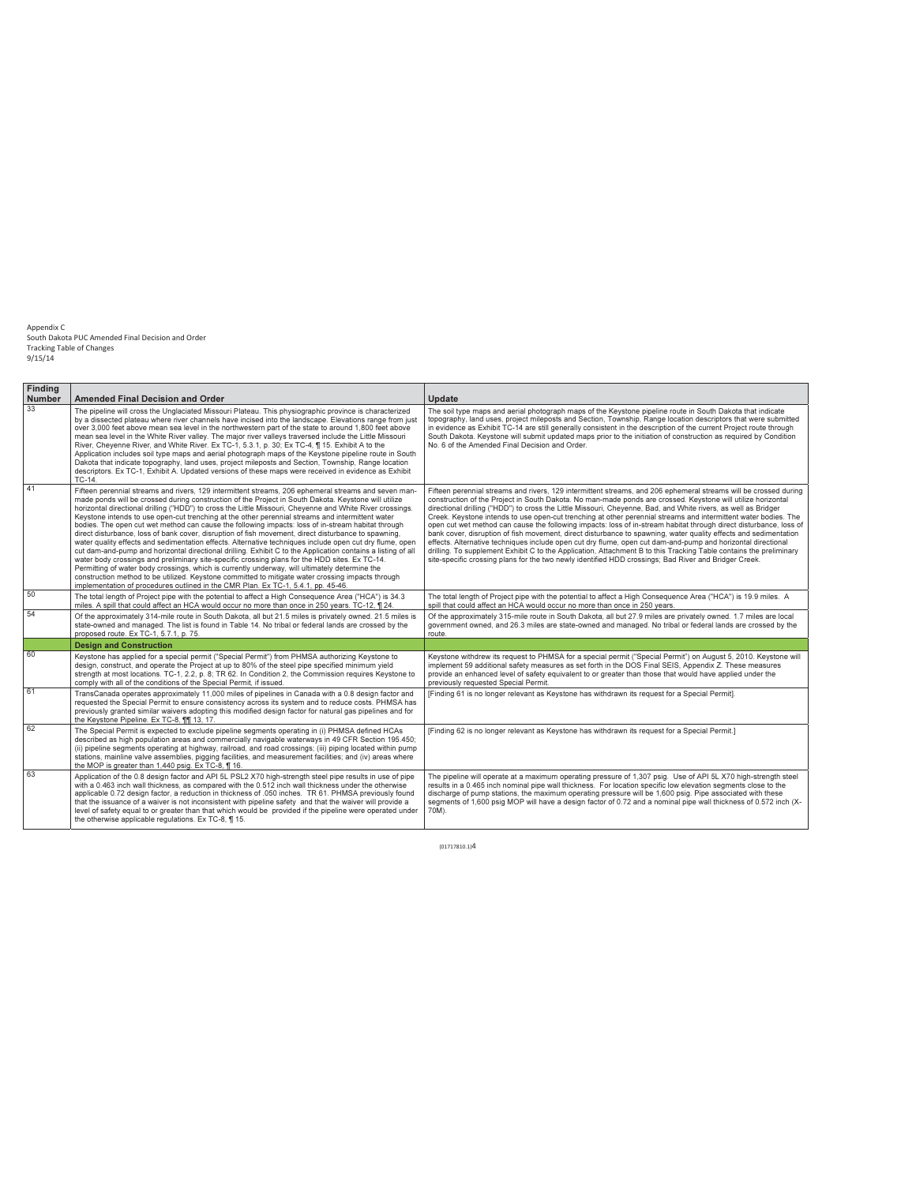Appendix C
South Dakota PUC Amended Final Decision and Order
Tracking Table of Changes
9/15/14

| Finding Number | Amended Final Decision and Order | Update |
|---|---|---|
| 33 | The pipeline will cross the Unglaciated Missouri Plateau. This physiographic province is characterized by a dissected plateau where river channels have incised into the landscape. Elevations range from just over 3,000 feet above mean sea level in the northwestern part of the state to around 1,800 feet above mean sea level in the White River valley. The major river valleys traversed include the Little Missouri River, Cheyenne River, and White River. Ex TC-1, 5.3.1, p. 30; Ex TC-4, ¶ 15. Exhibit A to the Application includes soil type maps and aerial photograph maps of the Keystone pipeline route in South Dakota that indicate topography, land uses, project mileposts and Section, Township, Range location descriptors. Ex TC-1, Exhibit A. Updated versions of these maps were received in evidence as Exhibit TC-14. | The soil type maps and aerial photograph maps of the Keystone pipeline route in South Dakota that indicate topography, land uses, project mileposts and Section, Township, Range location descriptors that were submitted in evidence as Exhibit TC-14 are still generally consistent in the description of the current Project route through South Dakota. Keystone will submit updated maps prior to the initiation of construction as required by Condition No. 6 of the Amended Final Decision and Order. |
| 41 | Fifteen perennial streams and rivers, 129 intermittent streams, 206 ephemeral streams and seven man-made ponds will be crossed during construction of the Project in South Dakota. Keystone will utilize horizontal directional drilling ("HDD") to cross the Little Missouri, Cheyenne and White River crossings. Keystone intends to use open-cut trenching at the other perennial streams and intermittent water bodies. The open cut wet method can cause the following impacts: loss of in-stream habitat through direct disturbance, loss of bank cover, disruption of fish movement, direct disturbance to spawning, water quality effects and sedimentation effects. Alternative techniques include open cut dry flume, open cut dam-and-pump and horizontal directional drilling. Exhibit C to the Application contains a listing of all water body crossings and preliminary site-specific crossing plans for the HDD sites. Ex TC-14. Permitting of water body crossings, which is currently underway, will ultimately determine the construction method to be utilized. Keystone committed to mitigate water crossing impacts through implementation of procedures outlined in the CMR Plan. Ex TC-1, 5.4.1, pp. 45-46. | Fifteen perennial streams and rivers, 129 intermittent streams, and 206 ephemeral streams will be crossed during construction of the Project in South Dakota. No man-made ponds are crossed. Keystone will utilize horizontal directional drilling ("HDD") to cross the Little Missouri, Cheyenne, Bad, and White rivers, as well as Bridger Creek. Keystone intends to use open-cut trenching at other perennial streams and intermittent water bodies. The open cut wet method can cause the following impacts: loss of in-stream habitat through direct disturbance, loss of bank cover, disruption of fish movement, direct disturbance to spawning, water quality effects and sedimentation effects. Alternative techniques include open cut dry flume, open cut dam-and-pump and horizontal directional drilling. To supplement Exhibit C to the Application, Attachment B to this Tracking Table contains the preliminary site-specific crossing plans for the two newly identified HDD crossings; Bad River and Bridger Creek. |
| 50 | The total length of Project pipe with the potential to affect a High Consequence Area ("HCA") is 34.3 miles. A spill that could affect an HCA would occur no more than once in 250 years. TC-12, ¶ 24. | The total length of Project pipe with the potential to affect a High Consequence Area ("HCA") is 19.9 miles. A spill that could affect an HCA would occur no more than once in 250 years. |
| 54 | Of the approximately 314-mile route in South Dakota, all but 21.5 miles is privately owned. 21.5 miles is state-owned and managed. The list is found in Table 14. No tribal or federal lands are crossed by the proposed route. Ex TC-1, 5.7.1, p. 75. | Of the approximately 315-mile route in South Dakota, all but 27.9 miles are privately owned. 1.7 miles are local government owned, and 26.3 miles are state-owned and managed. No tribal or federal lands are crossed by the route. |
| | **Design and Construction** | |
| 60 | Keystone has applied for a special permit ("Special Permit") from PHMSA authorizing Keystone to design, construct, and operate the Project at up to 80% of the steel pipe specified minimum yield strength at most locations. TC-1, 2.2, p. 8; TR 62. In Condition 2, the Commission requires Keystone to comply with all of the conditions of the Special Permit, if issued. | Keystone withdrew its request to PHMSA for a special permit ("Special Permit") on August 5, 2010. Keystone will implement 59 additional safety measures as set forth in the DOS Final SEIS, Appendix Z. These measures provide an enhanced level of safety equivalent to or greater than those that would have applied under the previously requested Special Permit. |
| 61 | TransCanada operates approximately 11,000 miles of pipelines in Canada with a 0.8 design factor and requested the Special Permit to ensure consistency across its system and to reduce costs. PHMSA has previously granted similar waivers adopting this modified design factor for natural gas pipelines and for the Keystone Pipeline. Ex TC-8, ¶¶ 13, 17. | [Finding 61 is no longer relevant as Keystone has withdrawn its request for a Special Permit]. |
| 62 | The Special Permit is expected to exclude pipeline segments operating in (i) PHMSA defined HCAs described as high population areas and commercially navigable waterways in 49 CFR Section 195.450; (ii) pipeline segments operating at highway, railroad, and road crossings; (iii) piping located within pump stations, mainline valve assemblies, pigging facilities, and measurement facilities; and (iv) areas where the MOP is greater than 1,440 psig. Ex TC-8, ¶ 16. | [Finding 62 is no longer relevant as Keystone has withdrawn its request for a Special Permit.] |
| 63 | Application of the 0.8 design factor and API 5L PSL2 X70 high-strength steel pipe results in use of pipe with a 0.463 inch wall thickness, as compared with the 0.512 inch wall thickness under the otherwise applicable 0.72 design factor, a reduction in thickness of .050 inches. TR 61. PHMSA previously found that the issuance of a waiver is not inconsistent with pipeline safety and that the waiver will provide a level of safety equal to or greater than that which would be provided if the pipeline were operated under the otherwise applicable regulations. Ex TC-8, ¶ 15. | The pipeline will operate at a maximum operating pressure of 1,307 psig. Use of API 5L X70 high-strength steel results in a 0.465 inch nominal pipe wall thickness. For location specific low elevation segments close to the discharge of pump stations, the maximum operating pressure will be 1,600 psig. Pipe associated with these segments of 1,600 psig MOP will have a design factor of 0.72 and a nominal pipe wall thickness of 0.572 inch (X-70M). |

{01717810.1}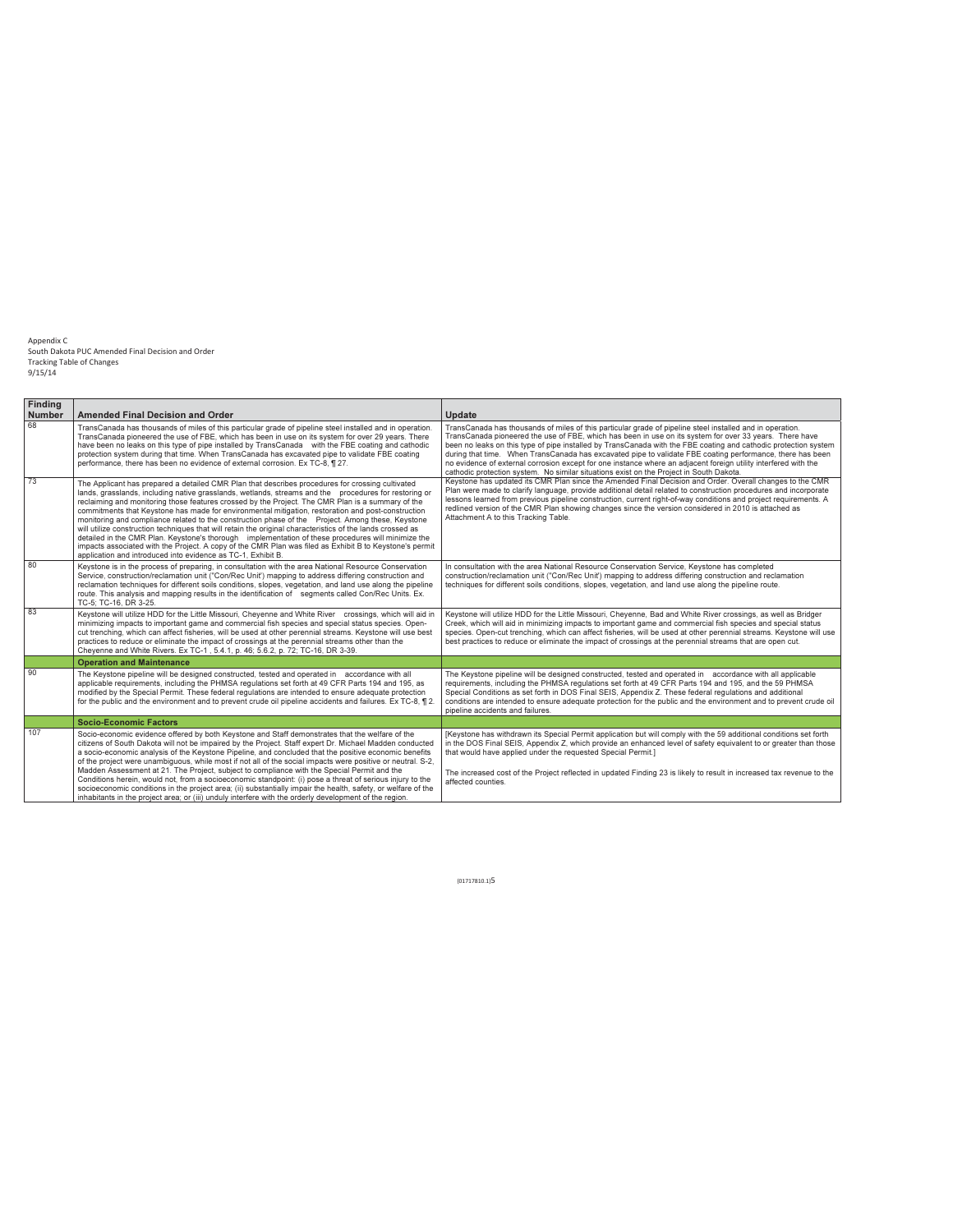Appendix C
South Dakota PUC Amended Final Decision and Order
Tracking Table of Changes
9/15/14

| Finding Number | Amended Final Decision and Order | Update |
|---|---|---|
| 68 | TransCanada has thousands of miles of this particular grade of pipeline steel installed and in operation. TransCanada pioneered the use of FBE, which has been in use on its system for over 29 years. There have been no leaks on this type of pipe installed by TransCanada with the FBE coating and cathodic protection system during that time. When TransCanada has excavated pipe to validate FBE coating performance, there has been no evidence of external corrosion. Ex TC-8, ¶ 27. | TransCanada has thousands of miles of this particular grade of pipeline steel installed and in operation. TransCanada pioneered the use of FBE, which has been in use on its system for over 33 years. There have been no leaks on this type of pipe installed by TransCanada with the FBE coating and cathodic protection system during that time. When TransCanada has excavated pipe to validate FBE coating performance, there has been no evidence of external corrosion except for one instance where an adjacent foreign utility interfered with the cathodic protection system. No similar situations exist on the Project in South Dakota. |
| 73 | The Applicant has prepared a detailed CMR Plan that describes procedures for crossing cultivated lands, grasslands, including native grasslands, wetlands, streams and the procedures for restoring or reclaiming and monitoring those features crossed by the Project. The CMR Plan is a summary of the commitments that Keystone has made for environmental mitigation, restoration and post-construction monitoring and compliance related to the construction phase of the Project. Among these, Keystone will utilize construction techniques that will retain the original characteristics of the lands crossed as detailed in the CMR Plan. Keystone's thorough implementation of these procedures will minimize the impacts associated with the Project. A copy of the CMR Plan was filed as Exhibit B to Keystone's permit application and introduced into evidence as TC-1, Exhibit B. | Keystone has updated its CMR Plan since the Amended Final Decision and Order. Overall changes to the CMR Plan were made to clarify language, provide additional detail related to construction procedures and incorporate lessons learned from previous pipeline construction, current right-of-way conditions and project requirements. A redlined version of the CMR Plan showing changes since the version considered in 2010 is attached as Attachment A to this Tracking Table. |
| 80 | Keystone is in the process of preparing, in consultation with the area National Resource Conservation Service, construction/reclamation unit ("Con/Rec Unit") mapping to address differing construction and reclamation techniques for different soils conditions, slopes, vegetation, and land use along the pipeline route. This analysis and mapping results in the identification of segments called Con/Rec Units. Ex. TC-5; TC-16, DR 3-25. | In consultation with the area National Resource Conservation Service, Keystone has completed construction/reclamation unit ("Con/Rec Unit') mapping to address differing construction and reclamation techniques for different soils conditions, slopes, vegetation, and land use along the pipeline route. |
| 83 | Keystone will utilize HDD for the Little Missouri, Cheyenne and White River crossings, which will aid in minimizing impacts to important game and commercial fish species and special status species. Open-cut trenching, which can affect fisheries, will be used at other perennial streams. Keystone will use best practices to reduce or eliminate the impact of crossings at the perennial streams other than the Cheyenne and White Rivers. Ex TC-1 , 5.4.1, p. 46; 5.6.2, p. 72; TC-16, DR 3-39. | Keystone will utilize HDD for the Little Missouri, Cheyenne, Bad and White River crossings, as well as Bridger Creek, which will aid in minimizing impacts to important game and commercial fish species and special status species. Open-cut trenching, which can affect fisheries, will be used at other perennial streams. Keystone will use best practices to reduce or eliminate the impact of crossings at the perennial streams that are open cut. |
| | **Operation and Maintenance** | |
| 90 | The Keystone pipeline will be designed constructed, tested and operated in accordance with all applicable requirements, including the PHMSA regulations set forth at 49 CFR Parts 194 and 195, as modified by the Special Permit. These federal regulations are intended to ensure adequate protection for the public and the environment and to prevent crude oil pipeline accidents and failures. Ex TC-8, ¶ 2. | The Keystone pipeline will be designed constructed, tested and operated in accordance with all applicable requirements, including the PHMSA regulations set forth at 49 CFR Parts 194 and 195, and the 59 PHMSA Special Conditions as set forth in DOS Final SEIS, Appendix Z. These federal regulations and additional conditions are intended to ensure adequate protection for the public and the environment and to prevent crude oil pipeline accidents and failures. |
| | **Socio-Economic Factors** | |
| 107 | Socio-economic evidence offered by both Keystone and Staff demonstrates that the welfare of the citizens of South Dakota will not be impaired by the Project. Staff expert Dr. Michael Madden conducted a socio-economic analysis of the Keystone Pipeline, and concluded that the positive economic benefits of the project were unambiguous, while most if not all of the social impacts were positive or neutral. S-2, Madden Assessment at 21. The Project, subject to compliance with the Special Permit and the Conditions herein, would not, from a socioeconomic standpoint: (i) pose a threat of serious injury to the socioeconomic conditions in the project area; (ii) substantially impair the health, safety, or welfare of the inhabitants in the project area; or (iii) unduly interfere with the orderly development of the region. | [Keystone has withdrawn its Special Permit application but will comply with the 59 additional conditions set forth in the DOS Final SEIS, Appendix Z, which provide an enhanced level of safety equivalent to or greater than those that would have applied under the requested Special Permit.]<br><br>The increased cost of the Project reflected in updated Finding 23 is likely to result in increased tax revenue to the affected counties. |

{01717810.1}